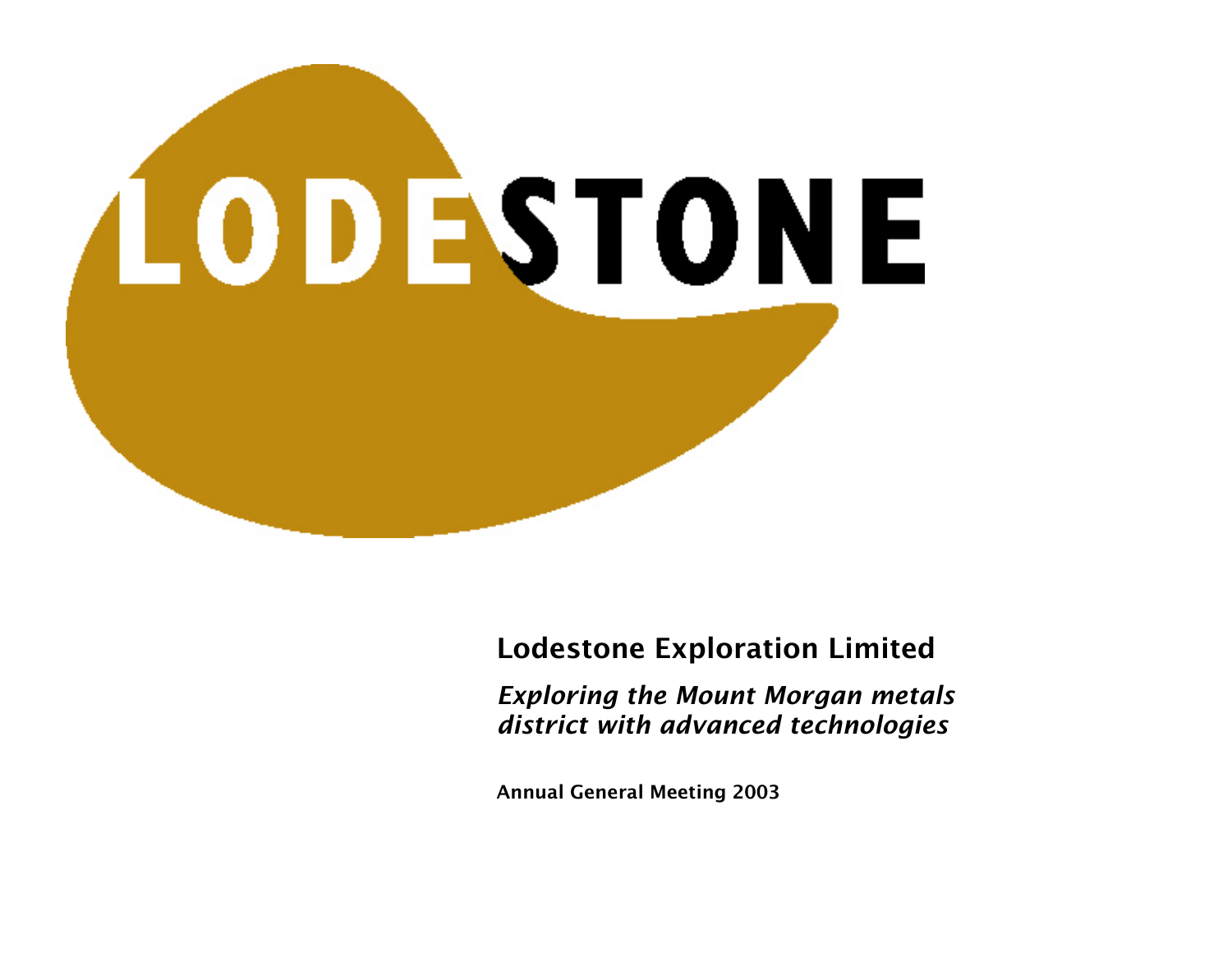# LODESTONE

## Lodestone Exploration Limited

*Exploring the Mount Morgan metals district with advanced technologies*

**Annual General Meeting 2003**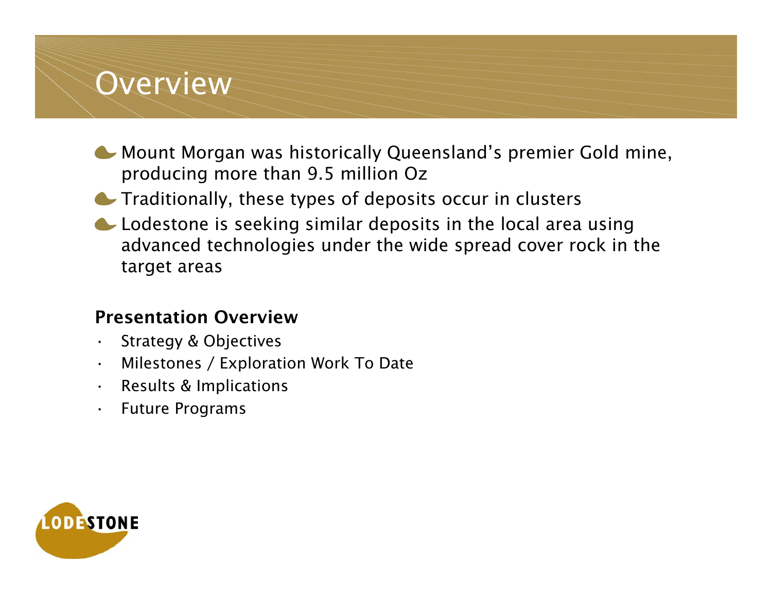# Overview

- Mount Morgan was historically Queensland's premier Gold mine, producing more than 9.5 million Oz
- Traditionally, these types of deposits occur in clusters
- Lodestone is seeking similar deposits in the local area using advanced technologies under the wide spread cover rock in the target areas

**Presentation Overview**

- Strategy & Objectives
- Milestones / Exploration Work To Date
- Results & Implications
- Future Programs

LODESTONE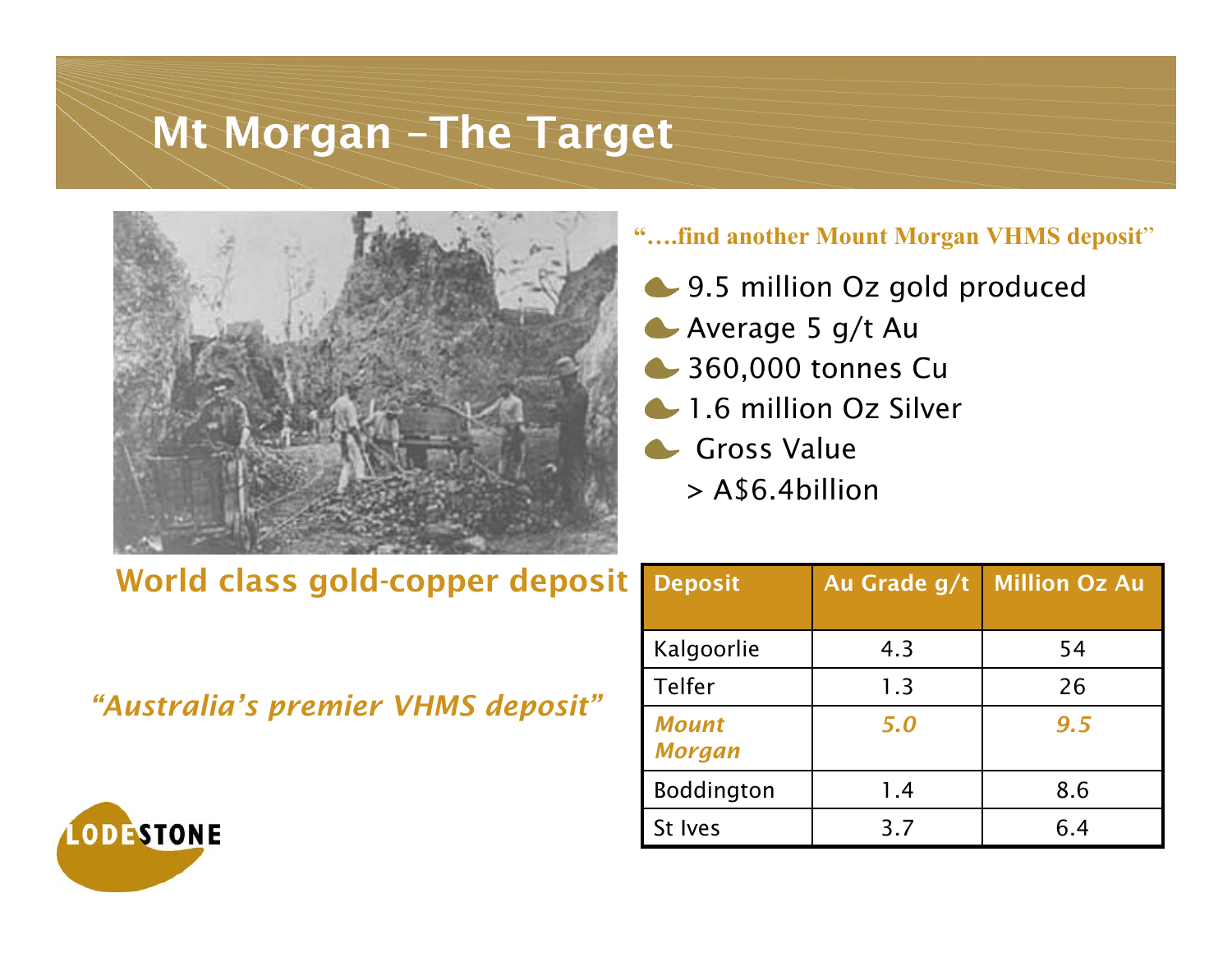# Mt Morgan –The Target

**World class gold-copper deposit**

*"Australia's premier VHMS deposit"*

**"….find another Mount Morgan VHMS deposit"**

- 9.5 million Oz gold produced
- Average 5 g/t Au
- 360,000 tonnes Cu
- 1.6 million Oz Silver
- Gross Value
  > A$6.4billion

| Deposit | Au Grade g/t | Million Oz Au |
|---|---|---|
| Kalgoorlie | 4.3 | 54 |
| Telfer | 1.3 | 26 |
| ***Mount Morgan*** | ***5.0*** | ***9.5*** |
| Boddington | 1.4 | 8.6 |
| St Ives | 3.7 | 6.4 |

LODESTONE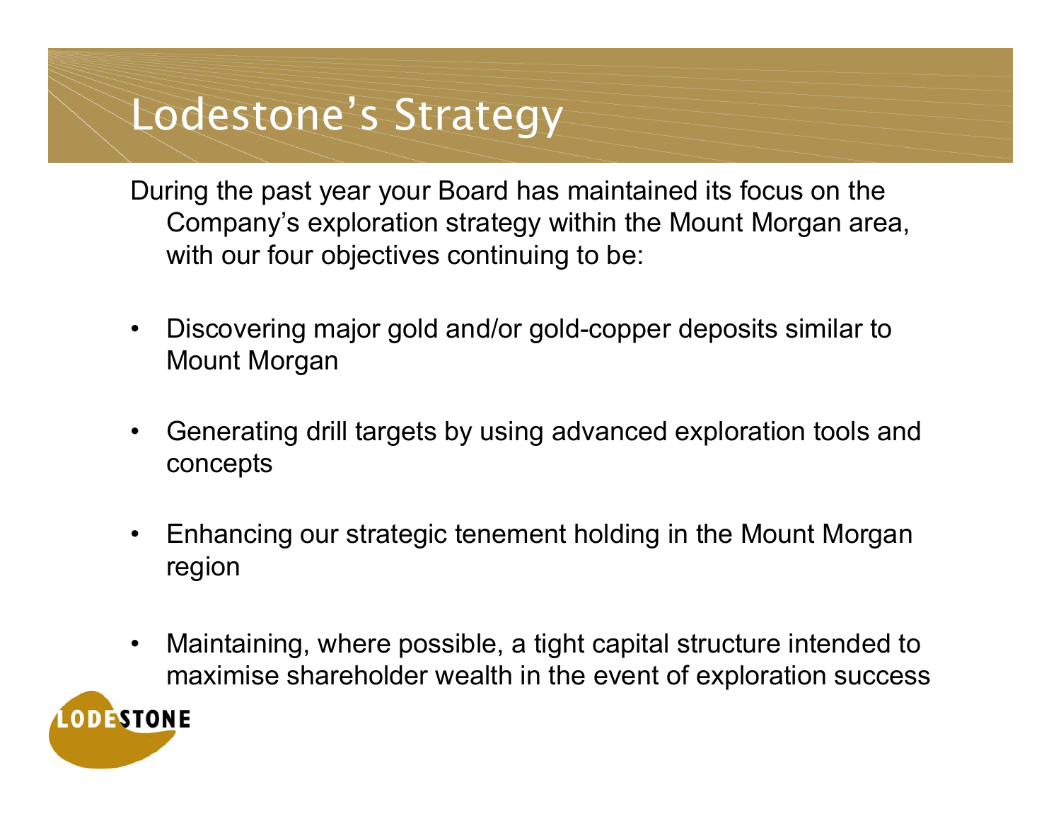# Lodestone's Strategy

During the past year your Board has maintained its focus on the Company's exploration strategy within the Mount Morgan area, with our four objectives continuing to be:

- Discovering major gold and/or gold-copper deposits similar to Mount Morgan
- Generating drill targets by using advanced exploration tools and concepts
- Enhancing our strategic tenement holding in the Mount Morgan region
- Maintaining, where possible, a tight capital structure intended to maximise shareholder wealth in the event of exploration success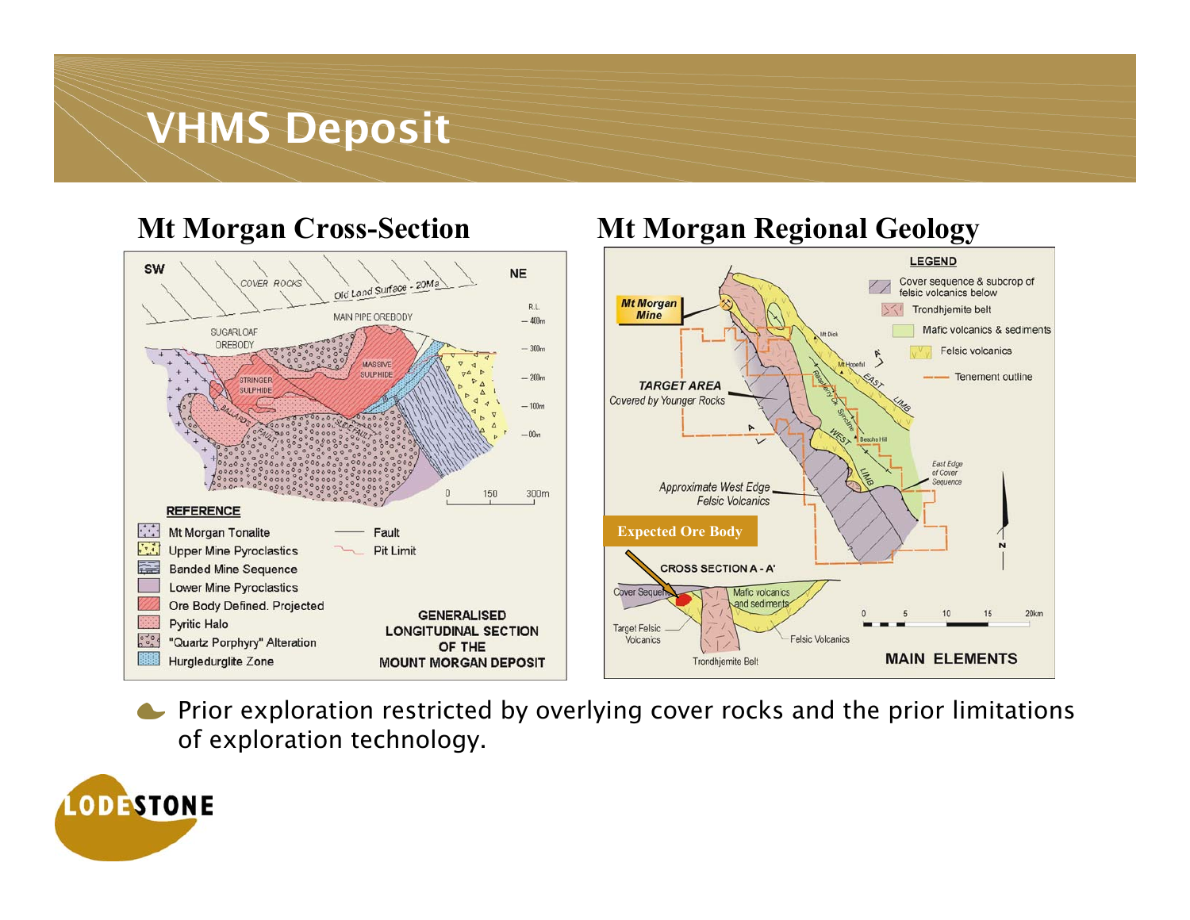# VHMS Deposit

## Mt Morgan Cross-Section

SW | NE

COVER ROCKS — Old Land Surface - 20Ma

MAIN PIPE OREBODY

SUGARLOAF OREBODY

STRINGER SULPHIDE

MASSIVE SULPHIDE

BALLARD'S FAULT

SLIDE FAULT

R.L. — 400m — 300m — 200m — 100m — 00m

0 150 300m

**REFERENCE**

- Mt Morgan Tonalite
- Upper Mine Pyroclastics
- Banded Mine Sequence
- Lower Mine Pyroclastics
- Ore Body Defined. Projected
- Pyritic Halo
- "Quartz Porphyry" Alteration
- Hurgledurglite Zone
- Fault
- Pit Limit

**GENERALISED LONGITUDINAL SECTION OF THE MOUNT MORGAN DEPOSIT**

## Mt Morgan Regional Geology

**LEGEND**

- Cover sequence & subcrop of felsic volcanics below
- Trondhjemite belt
- Mafic volcanics & sediments
- Felsic volcanics
- Tenement outline

*Mt Morgan Mine*

*TARGET AREA* Covered by Younger Rocks

*Approximate West Edge Felsic Volcanics*

*East Edge of Cover Sequence*

Mt Dick, Mt Hopeful, Boschs Hill, Raspberry Ck Syncline, EAST LIMB, WEST LIMB

**Expected Ore Body**

CROSS SECTION A - A'

Cover Sequence, Mafic volcanics and sediments, Target Felsic Volcanics, Felsic Volcanics, Trondhjemite Belt

0 5 10 15 20km

N

**MAIN ELEMENTS**

- Prior exploration restricted by overlying cover rocks and the prior limitations of exploration technology.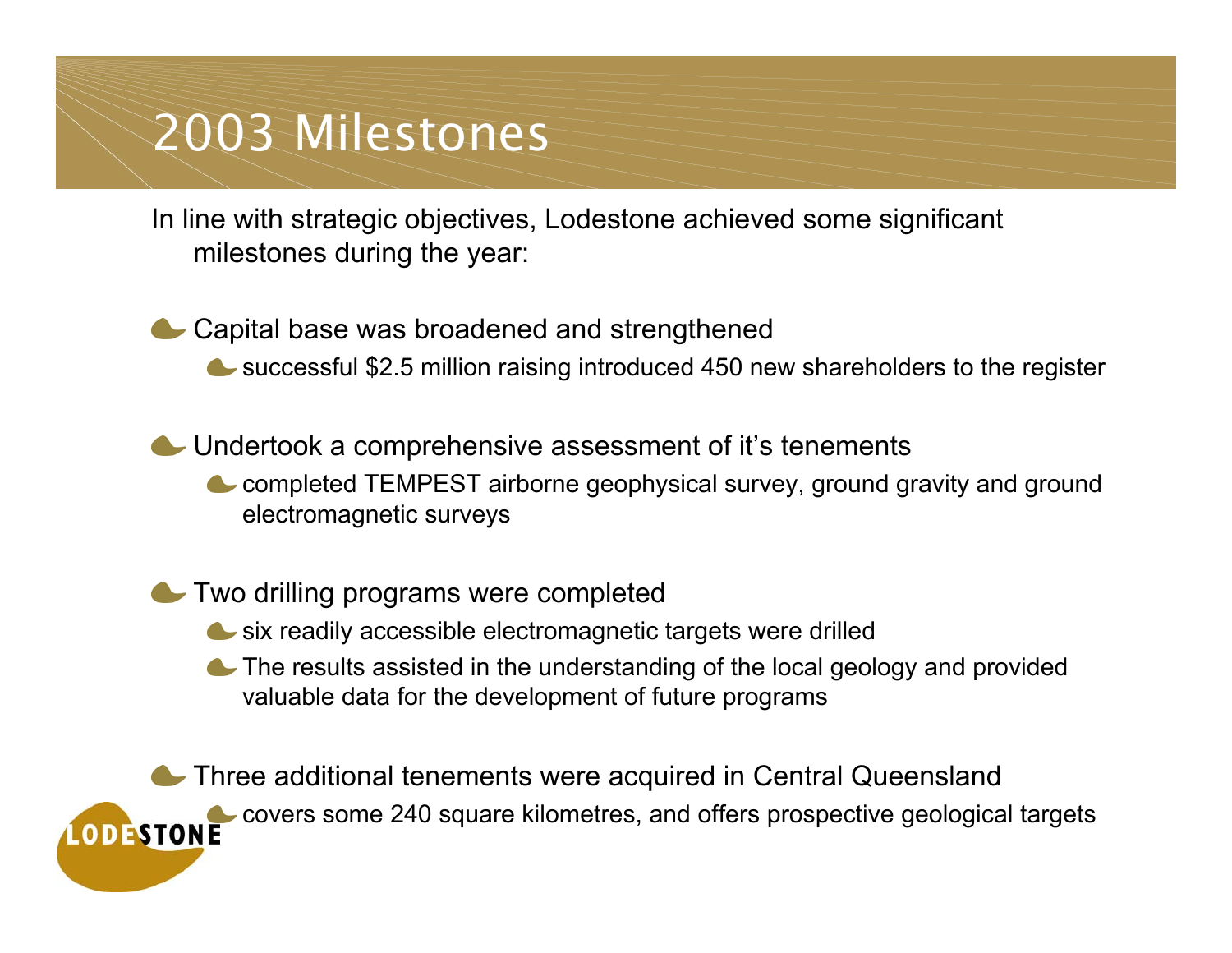# 2003 Milestones

In line with strategic objectives, Lodestone achieved some significant milestones during the year:

- Capital base was broadened and strengthened
  - successful $2.5 million raising introduced 450 new shareholders to the register
- Undertook a comprehensive assessment of it's tenements
  - completed TEMPEST airborne geophysical survey, ground gravity and ground electromagnetic surveys
- Two drilling programs were completed
  - six readily accessible electromagnetic targets were drilled
  - The results assisted in the understanding of the local geology and provided valuable data for the development of future programs
- Three additional tenements were acquired in Central Queensland
  - covers some 240 square kilometres, and offers prospective geological targets

LODESTONE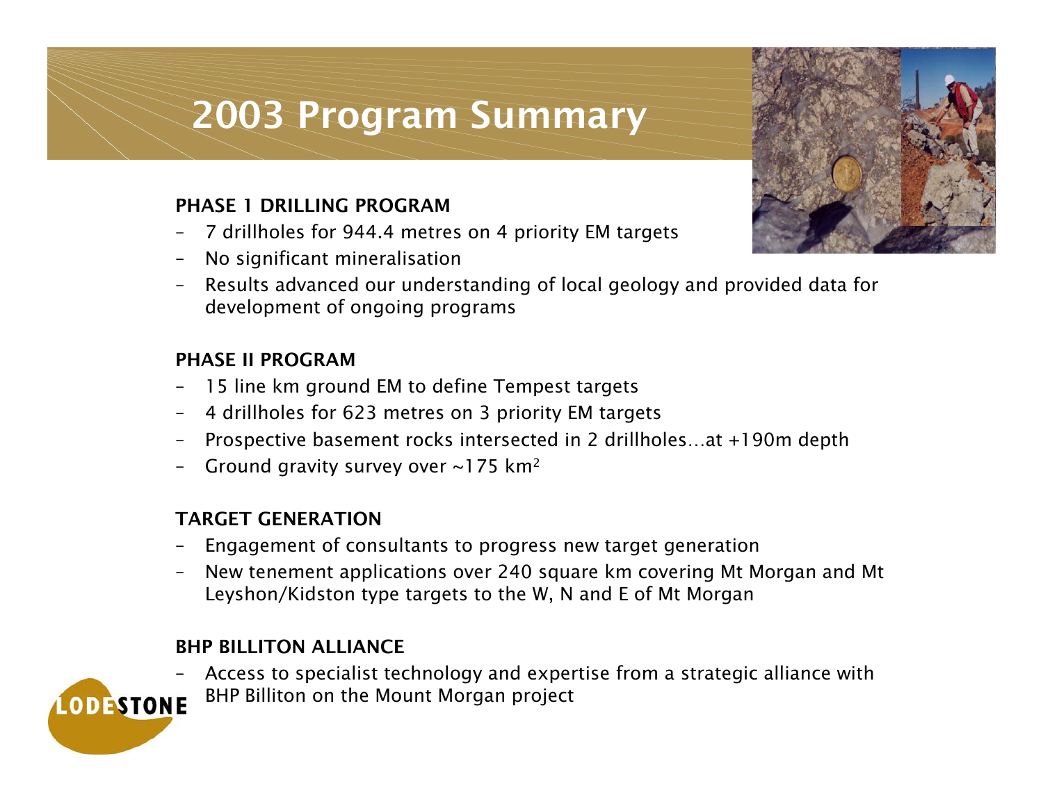# 2003 Program Summary

**PHASE 1 DRILLING PROGRAM**

- 7 drillholes for 944.4 metres on 4 priority EM targets
- No significant mineralisation
- Results advanced our understanding of local geology and provided data for development of ongoing programs

**PHASE II PROGRAM**

- 15 line km ground EM to define Tempest targets
- 4 drillholes for 623 metres on 3 priority EM targets
- Prospective basement rocks intersected in 2 drillholes…at +190m depth
- Ground gravity survey over ~175 $km^2$

**TARGET GENERATION**

- Engagement of consultants to progress new target generation
- New tenement applications over 240 square km covering Mt Morgan and Mt Leyshon/Kidston type targets to the W, N and E of Mt Morgan

**BHP BILLITON ALLIANCE**

- Access to specialist technology and expertise from a strategic alliance with BHP Billiton on the Mount Morgan project

LODESTONE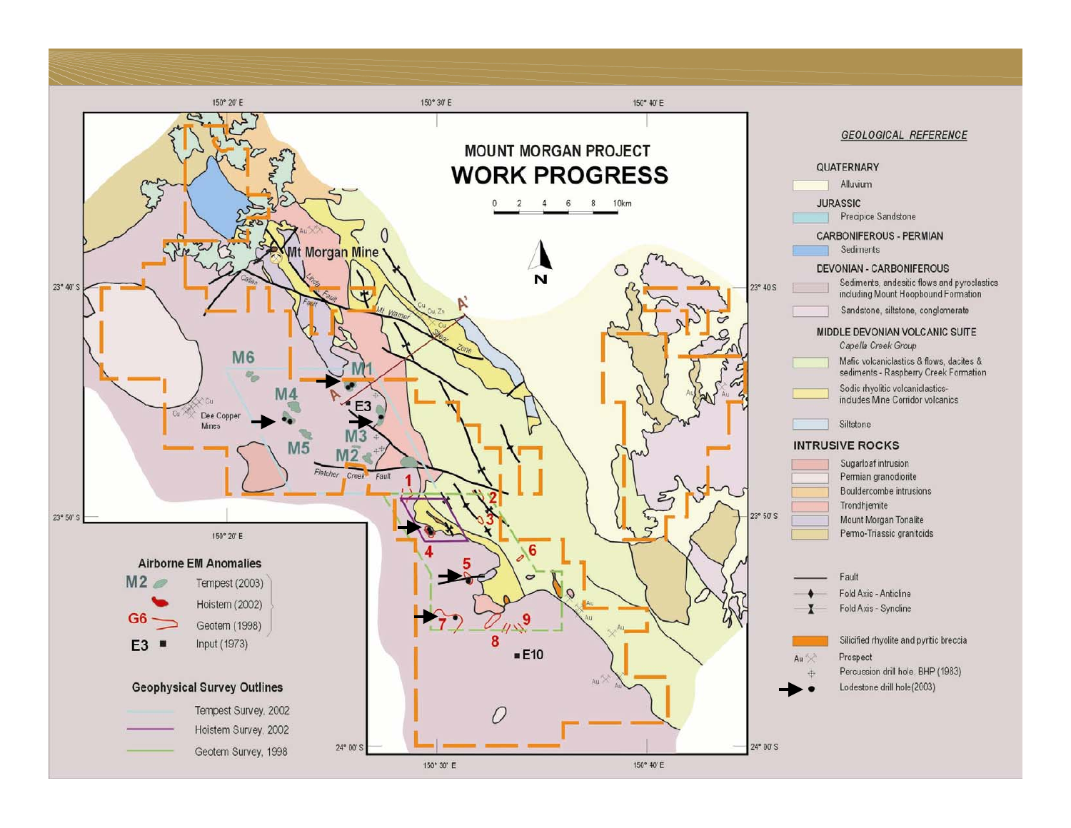# MOUNT MORGAN PROJECT

## WORK PROGRESS

### GEOLOGICAL REFERENCE

**QUATERNARY**
- Alluvium

**JURASSIC**
- Precipice Sandstone

**CARBONIFEROUS - PERMIAN**
- Sediments

**DEVONIAN - CARBONIFEROUS**
- Sediments, andesitic flows and pyroclastics including Mount Hoopbound Formation
- Sandstone, siltstone, conglomerate

**MIDDLE DEVONIAN VOLCANIC SUITE**

*Capella Creek Group*
- Mafic volcaniclastics & flows, dacites & sediments - Raspberry Creek Formation
- Sodic rhyolitic volcaniclastics- includes Mine Corridor volcanics
- Siltstone

**INTRUSIVE ROCKS**
- Sugarloaf intrusion
- Permian granodiorite
- Bouldercombe intrusions
- Trondhjemite
- Mount Morgan Tonalite
- Permo-Triassic granitoids

- Fault
- Fold Axis - Anticline
- Fold Axis - Syncline
- Silicified rhyolite and pyritic breccia
- Prospect
- Percussion drill hole, BHP (1983)
- Lodestone drill hole(2003)

### Airborne EM Anomalies

- M2 — Tempest (2003)
- Hoistem (2002)
- G6 — Geotem (1998)
- E3 — Input (1973)

### Geophysical Survey Outlines

- Tempest Survey, 2002
- Hoistem Survey, 2002
- Geotem Survey, 1998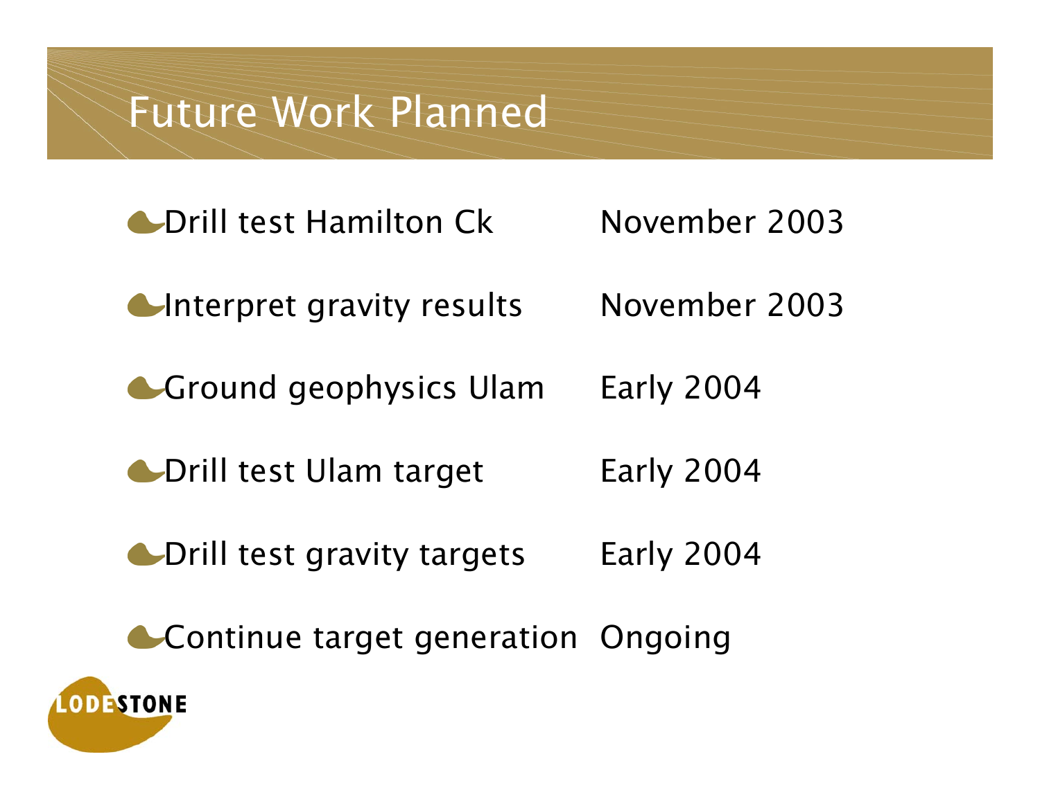# Future Work Planned

| | |
|---|---|
| Drill test Hamilton Ck | November 2003 |
| Interpret gravity results | November 2003 |
| Ground geophysics Ulam | Early 2004 |
| Drill test Ulam target | Early 2004 |
| Drill test gravity targets | Early 2004 |
| Continue target generation | Ongoing |

LODESTONE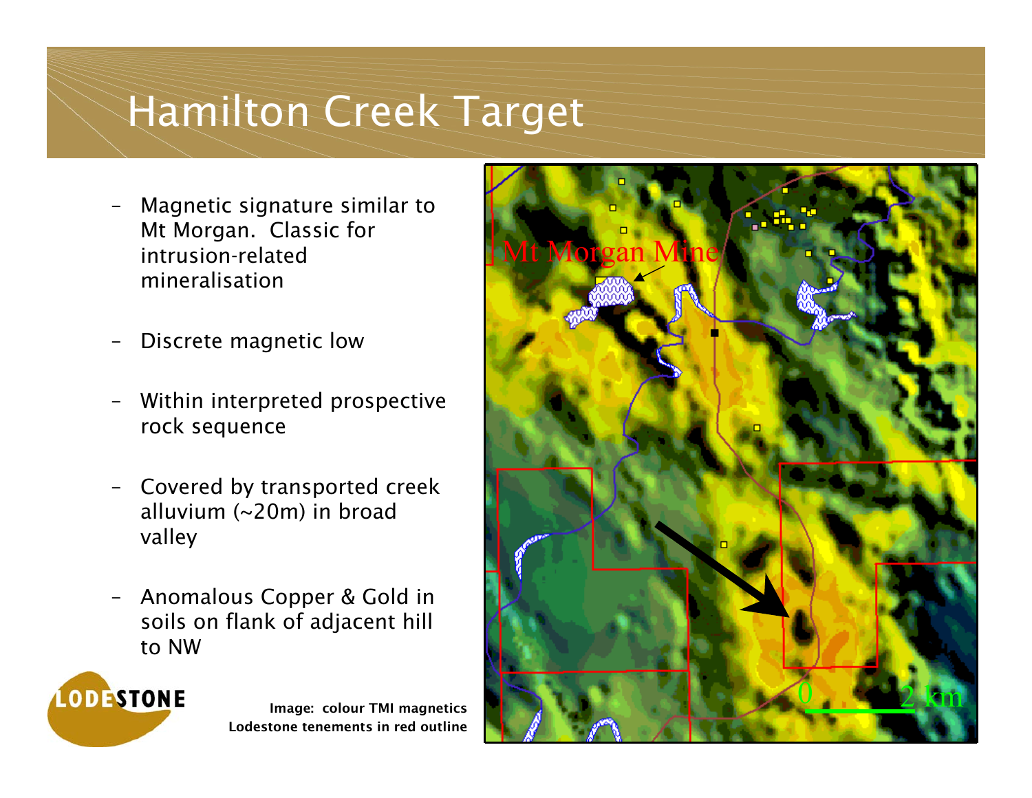# Hamilton Creek Target

- Magnetic signature similar to Mt Morgan. Classic for intrusion-related mineralisation
- Discrete magnetic low
- Within interpreted prospective rock sequence
- Covered by transported creek alluvium (~20m) in broad valley
- Anomalous Copper & Gold in soils on flank of adjacent hill to NW

**Image: colour TMI magnetics**
**Lodestone tenements in red outline**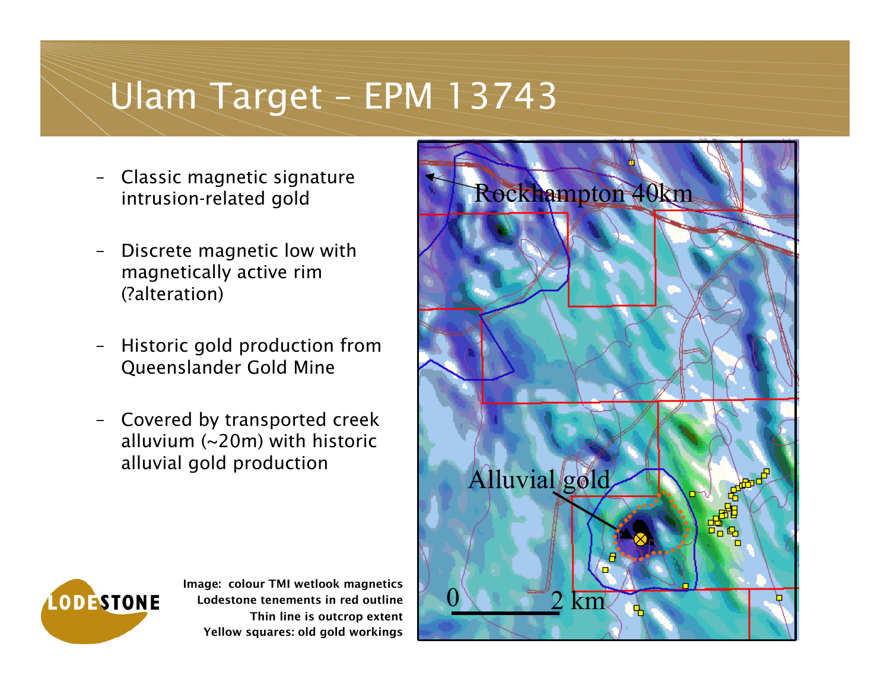# Ulam Target – EPM 13743

- Classic magnetic signature intrusion-related gold
- Discrete magnetic low with magnetically active rim (?alteration)
- Historic gold production from Queenslander Gold Mine
- Covered by transported creek alluvium (~20m) with historic alluvial gold production

Rockhampton 40km

Alluvial gold

0 2 km

Image: colour TMI wetlook magnetics
Lodestone tenements in red outline
Thin line is outcrop extent
Yellow squares: old gold workings

LODESTONE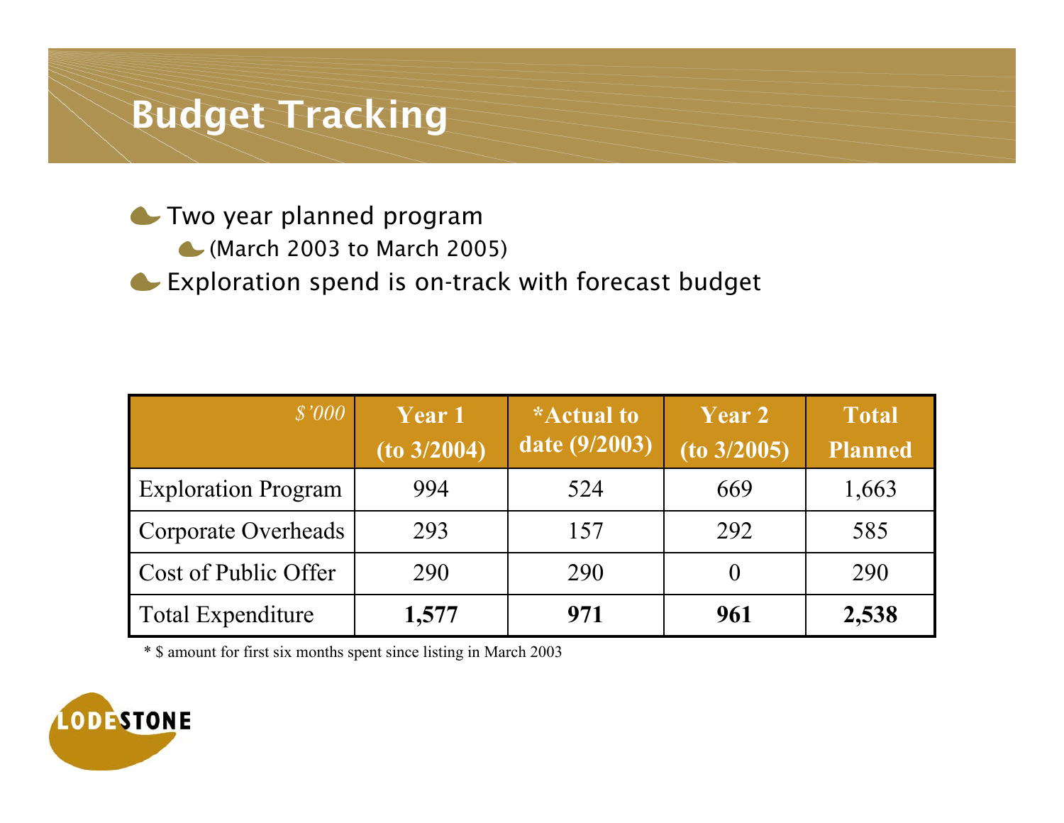# Budget Tracking

- Two year planned program
  - (March 2003 to March 2005)
- Exploration spend is on-track with forecast budget

| *$'000* | Year 1 (to 3/2004) | *Actual to date (9/2003) | Year 2 (to 3/2005) | Total Planned |
|---|---|---|---|---|
| Exploration Program | 994 | 524 | 669 | 1,663 |
| Corporate Overheads | 293 | 157 | 292 | 585 |
| Cost of Public Offer | 290 | 290 | 0 | 290 |
| Total Expenditure | **1,577** | **971** | **961** | **2,538** |

* $ amount for first six months spent since listing in March 2003

LODESTONE